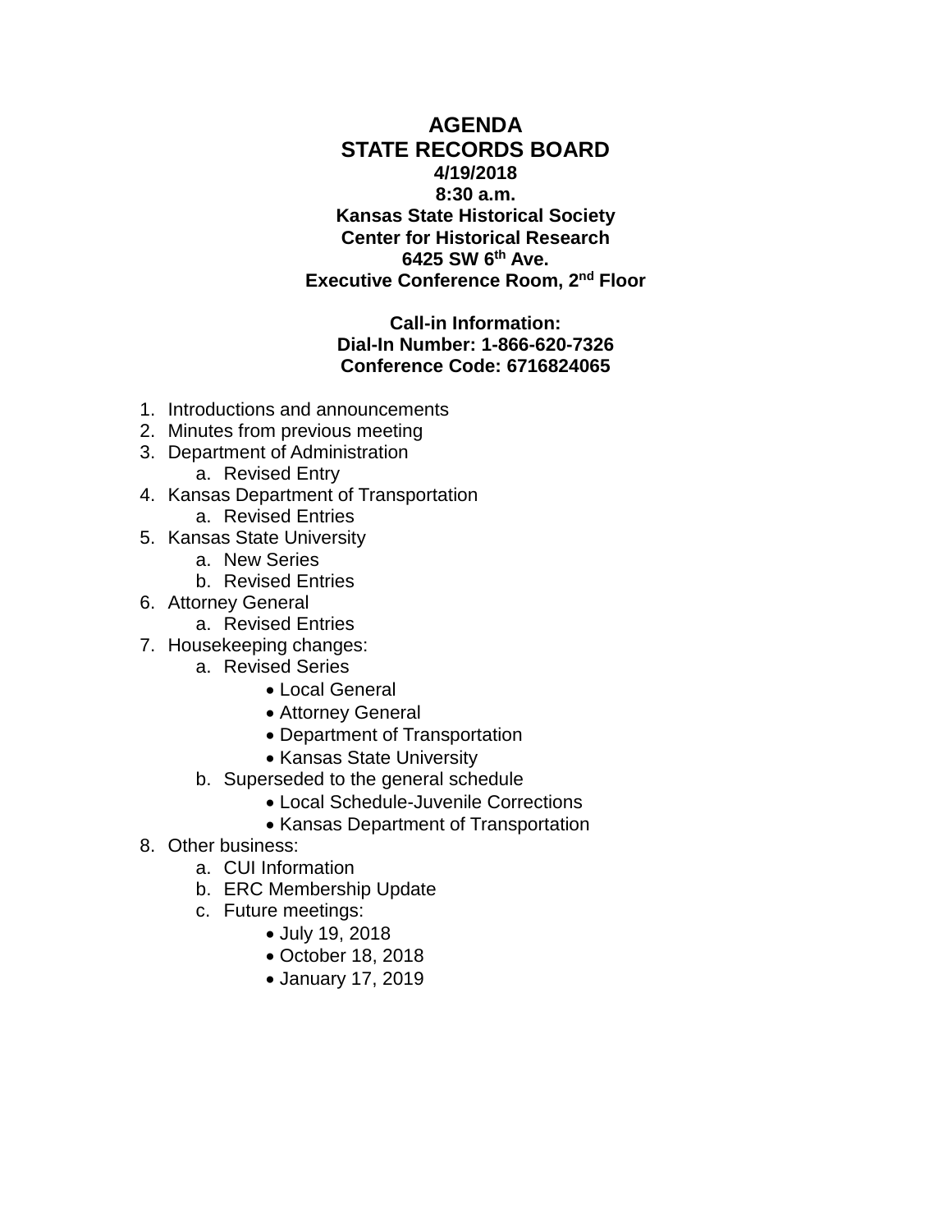# AGENDA
# STATE RECORDS BOARD

**4/19/2018**
**8:30 a.m.**
**Kansas State Historical Society**
**Center for Historical Research**
**6425 SW 6th Ave.**
**Executive Conference Room, 2nd Floor**

**Call-in Information:**
**Dial-In Number: 1-866-620-7326**
**Conference Code: 6716824065**

1. Introductions and announcements
2. Minutes from previous meeting
3. Department of Administration
   a. Revised Entry
4. Kansas Department of Transportation
   a. Revised Entries
5. Kansas State University
   a. New Series
   b. Revised Entries
6. Attorney General
   a. Revised Entries
7. Housekeeping changes:
   a. Revised Series
      - Local General
      - Attorney General
      - Department of Transportation
      - Kansas State University
   b. Superseded to the general schedule
      - Local Schedule-Juvenile Corrections
      - Kansas Department of Transportation
8. Other business:
   a. CUI Information
   b. ERC Membership Update
   c. Future meetings:
      - July 19, 2018
      - October 18, 2018
      - January 17, 2019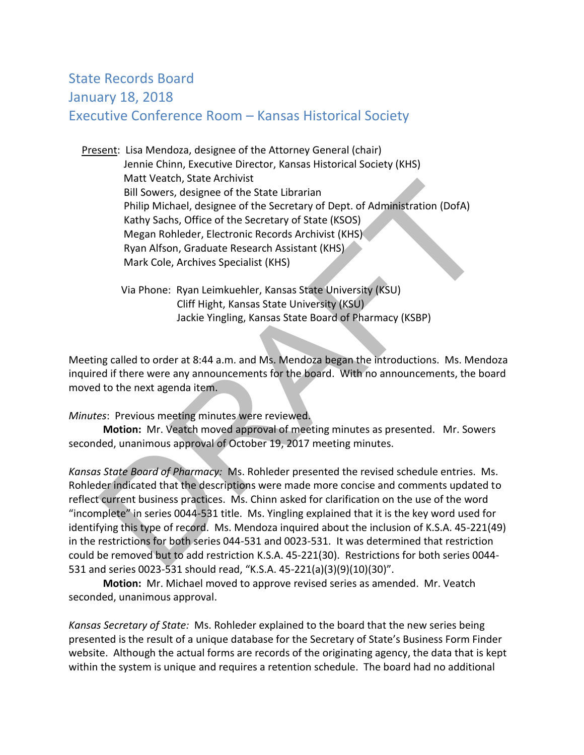# State Records Board
# January 18, 2018
# Executive Conference Room – Kansas Historical Society

Present: Lisa Mendoza, designee of the Attorney General (chair)
Jennie Chinn, Executive Director, Kansas Historical Society (KHS)
Matt Veatch, State Archivist
Bill Sowers, designee of the State Librarian
Philip Michael, designee of the Secretary of Dept. of Administration (DofA)
Kathy Sachs, Office of the Secretary of State (KSOS)
Megan Rohleder, Electronic Records Archivist (KHS)
Ryan Alfson, Graduate Research Assistant (KHS)
Mark Cole, Archives Specialist (KHS)

Via Phone: Ryan Leimkuehler, Kansas State University (KSU)
Cliff Hight, Kansas State University (KSU)
Jackie Yingling, Kansas State Board of Pharmacy (KSBP)

Meeting called to order at 8:44 a.m. and Ms. Mendoza began the introductions. Ms. Mendoza inquired if there were any announcements for the board. With no announcements, the board moved to the next agenda item.

*Minutes*: Previous meeting minutes were reviewed.

**Motion:** Mr. Veatch moved approval of meeting minutes as presented. Mr. Sowers seconded, unanimous approval of October 19, 2017 meeting minutes.

*Kansas State Board of Pharmacy:* Ms. Rohleder presented the revised schedule entries. Ms. Rohleder indicated that the descriptions were made more concise and comments updated to reflect current business practices. Ms. Chinn asked for clarification on the use of the word "incomplete" in series 0044-531 title. Ms. Yingling explained that it is the key word used for identifying this type of record. Ms. Mendoza inquired about the inclusion of K.S.A. 45-221(49) in the restrictions for both series 044-531 and 0023-531. It was determined that restriction could be removed but to add restriction K.S.A. 45-221(30). Restrictions for both series 0044-531 and series 0023-531 should read, "K.S.A. 45-221(a)(3)(9)(10)(30)".

**Motion:** Mr. Michael moved to approve revised series as amended. Mr. Veatch seconded, unanimous approval.

*Kansas Secretary of State:* Ms. Rohleder explained to the board that the new series being presented is the result of a unique database for the Secretary of State's Business Form Finder website. Although the actual forms are records of the originating agency, the data that is kept within the system is unique and requires a retention schedule. The board had no additional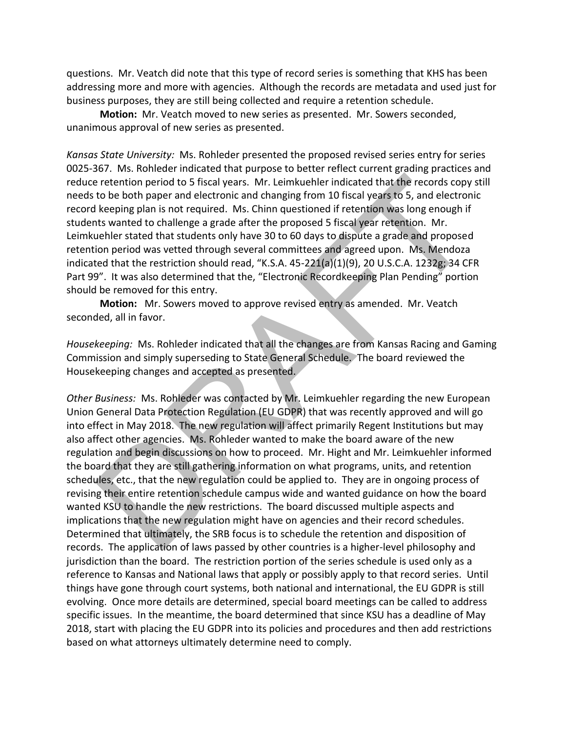questions. Mr. Veatch did note that this type of record series is something that KHS has been addressing more and more with agencies. Although the records are metadata and used just for business purposes, they are still being collected and require a retention schedule.

**Motion:** Mr. Veatch moved to new series as presented. Mr. Sowers seconded, unanimous approval of new series as presented.

*Kansas State University:* Ms. Rohleder presented the proposed revised series entry for series 0025-367. Ms. Rohleder indicated that purpose to better reflect current grading practices and reduce retention period to 5 fiscal years. Mr. Leimkuehler indicated that the records copy still needs to be both paper and electronic and changing from 10 fiscal years to 5, and electronic record keeping plan is not required. Ms. Chinn questioned if retention was long enough if students wanted to challenge a grade after the proposed 5 fiscal year retention. Mr. Leimkuehler stated that students only have 30 to 60 days to dispute a grade and proposed retention period was vetted through several committees and agreed upon. Ms. Mendoza indicated that the restriction should read, "K.S.A. 45-221(a)(1)(9), 20 U.S.C.A. 1232g; 34 CFR Part 99". It was also determined that the, "Electronic Recordkeeping Plan Pending" portion should be removed for this entry.

**Motion:** Mr. Sowers moved to approve revised entry as amended. Mr. Veatch seconded, all in favor.

*Housekeeping:* Ms. Rohleder indicated that all the changes are from Kansas Racing and Gaming Commission and simply superseding to State General Schedule. The board reviewed the Housekeeping changes and accepted as presented.

*Other Business:* Ms. Rohleder was contacted by Mr. Leimkuehler regarding the new European Union General Data Protection Regulation (EU GDPR) that was recently approved and will go into effect in May 2018. The new regulation will affect primarily Regent Institutions but may also affect other agencies. Ms. Rohleder wanted to make the board aware of the new regulation and begin discussions on how to proceed. Mr. Hight and Mr. Leimkuehler informed the board that they are still gathering information on what programs, units, and retention schedules, etc., that the new regulation could be applied to. They are in ongoing process of revising their entire retention schedule campus wide and wanted guidance on how the board wanted KSU to handle the new restrictions. The board discussed multiple aspects and implications that the new regulation might have on agencies and their record schedules. Determined that ultimately, the SRB focus is to schedule the retention and disposition of records. The application of laws passed by other countries is a higher-level philosophy and jurisdiction than the board. The restriction portion of the series schedule is used only as a reference to Kansas and National laws that apply or possibly apply to that record series. Until things have gone through court systems, both national and international, the EU GDPR is still evolving. Once more details are determined, special board meetings can be called to address specific issues. In the meantime, the board determined that since KSU has a deadline of May 2018, start with placing the EU GDPR into its policies and procedures and then add restrictions based on what attorneys ultimately determine need to comply.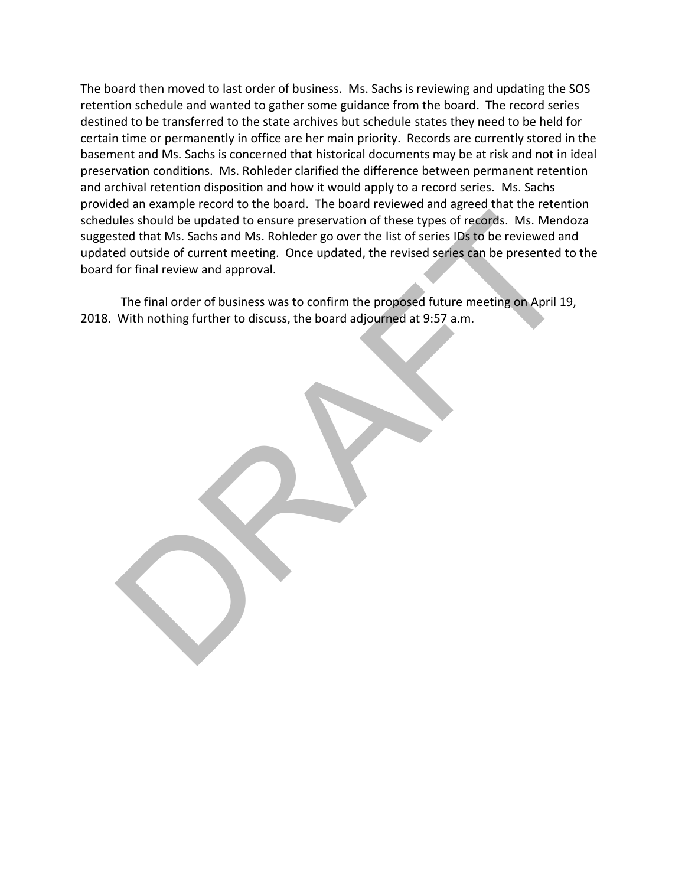The board then moved to last order of business. Ms. Sachs is reviewing and updating the SOS retention schedule and wanted to gather some guidance from the board. The record series destined to be transferred to the state archives but schedule states they need to be held for certain time or permanently in office are her main priority. Records are currently stored in the basement and Ms. Sachs is concerned that historical documents may be at risk and not in ideal preservation conditions. Ms. Rohleder clarified the difference between permanent retention and archival retention disposition and how it would apply to a record series. Ms. Sachs provided an example record to the board. The board reviewed and agreed that the retention schedules should be updated to ensure preservation of these types of records. Ms. Mendoza suggested that Ms. Sachs and Ms. Rohleder go over the list of series IDs to be reviewed and updated outside of current meeting. Once updated, the revised series can be presented to the board for final review and approval.

The final order of business was to confirm the proposed future meeting on April 19, 2018. With nothing further to discuss, the board adjourned at 9:57 a.m.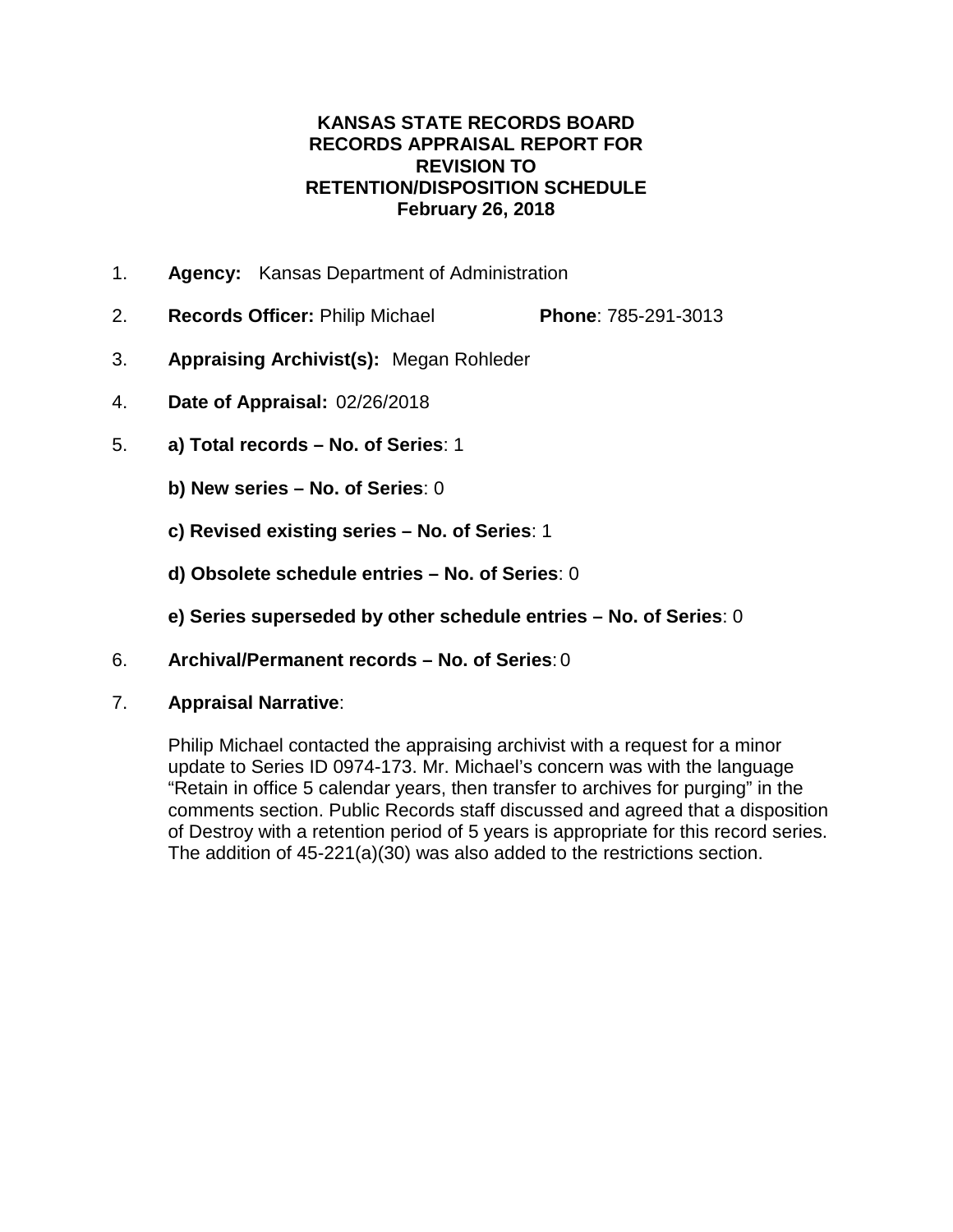**KANSAS STATE RECORDS BOARD**
**RECORDS APPRAISAL REPORT FOR**
**REVISION TO**
**RETENTION/DISPOSITION SCHEDULE**
**February 26, 2018**

1. **Agency:** Kansas Department of Administration

2. **Records Officer:** Philip Michael **Phone**: 785-291-3013

3. **Appraising Archivist(s):** Megan Rohleder

4. **Date of Appraisal:** 02/26/2018

5. **a) Total records – No. of Series**: 1

   **b) New series – No. of Series**: 0

   **c) Revised existing series – No. of Series**: 1

   **d) Obsolete schedule entries – No. of Series**: 0

   **e) Series superseded by other schedule entries – No. of Series**: 0

6. **Archival/Permanent records – No. of Series**: 0

7. **Appraisal Narrative**:

   Philip Michael contacted the appraising archivist with a request for a minor update to Series ID 0974-173. Mr. Michael's concern was with the language "Retain in office 5 calendar years, then transfer to archives for purging" in the comments section. Public Records staff discussed and agreed that a disposition of Destroy with a retention period of 5 years is appropriate for this record series. The addition of 45-221(a)(30) was also added to the restrictions section.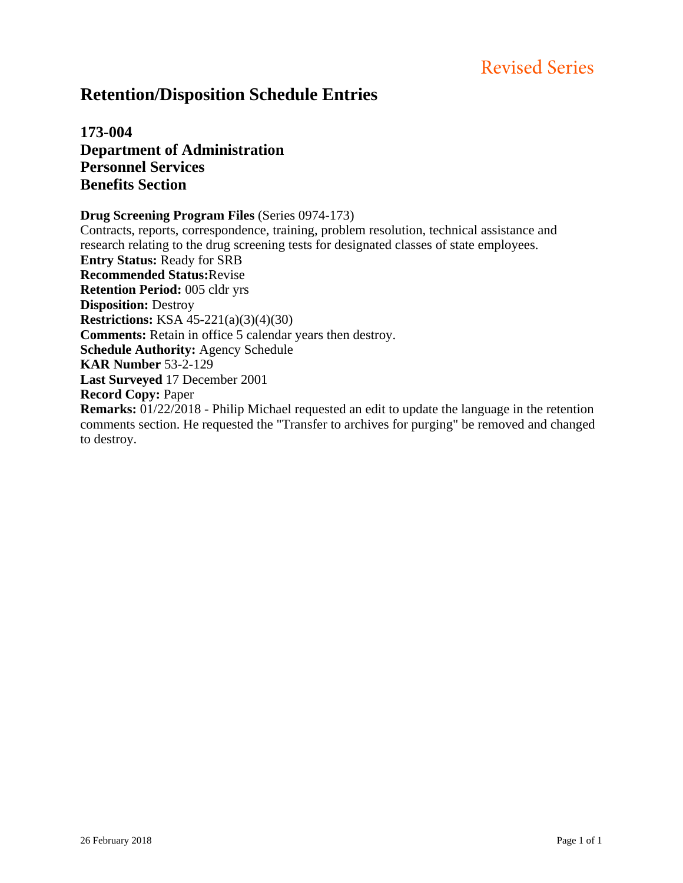Revised Series

# Retention/Disposition Schedule Entries

## 173-004
## Department of Administration
## Personnel Services
## Benefits Section

**Drug Screening Program Files** (Series 0974-173)
Contracts, reports, correspondence, training, problem resolution, technical assistance and research relating to the drug screening tests for designated classes of state employees.
**Entry Status:** Ready for SRB
**Recommended Status:**Revise
**Retention Period:** 005 cldr yrs
**Disposition:** Destroy
**Restrictions:** KSA 45-221(a)(3)(4)(30)
**Comments:** Retain in office 5 calendar years then destroy.
**Schedule Authority:** Agency Schedule
**KAR Number** 53-2-129
**Last Surveyed** 17 December 2001
**Record Copy:** Paper
**Remarks:** 01/22/2018 - Philip Michael requested an edit to update the language in the retention comments section. He requested the "Transfer to archives for purging" be removed and changed to destroy.

26 February 2018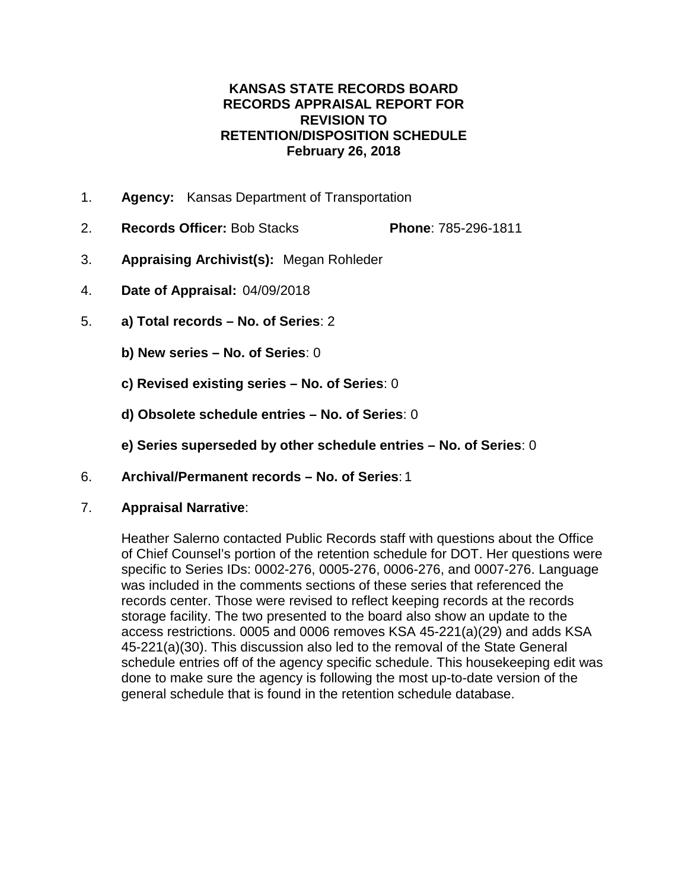# KANSAS STATE RECORDS BOARD
# RECORDS APPRAISAL REPORT FOR REVISION TO RETENTION/DISPOSITION SCHEDULE
# February 26, 2018

1. **Agency:** Kansas Department of Transportation

2. **Records Officer:** Bob Stacks **Phone**: 785-296-1811

3. **Appraising Archivist(s):** Megan Rohleder

4. **Date of Appraisal:** 04/09/2018

5. **a) Total records – No. of Series**: 2

   **b) New series – No. of Series**: 0

   **c) Revised existing series – No. of Series**: 0

   **d) Obsolete schedule entries – No. of Series**: 0

   **e) Series superseded by other schedule entries – No. of Series**: 0

6. **Archival/Permanent records – No. of Series**: 1

7. **Appraisal Narrative**:

   Heather Salerno contacted Public Records staff with questions about the Office of Chief Counsel's portion of the retention schedule for DOT. Her questions were specific to Series IDs: 0002-276, 0005-276, 0006-276, and 0007-276. Language was included in the comments sections of these series that referenced the records center. Those were revised to reflect keeping records at the records storage facility. The two presented to the board also show an update to the access restrictions. 0005 and 0006 removes KSA 45-221(a)(29) and adds KSA 45-221(a)(30). This discussion also led to the removal of the State General schedule entries off of the agency specific schedule. This housekeeping edit was done to make sure the agency is following the most up-to-date version of the general schedule that is found in the retention schedule database.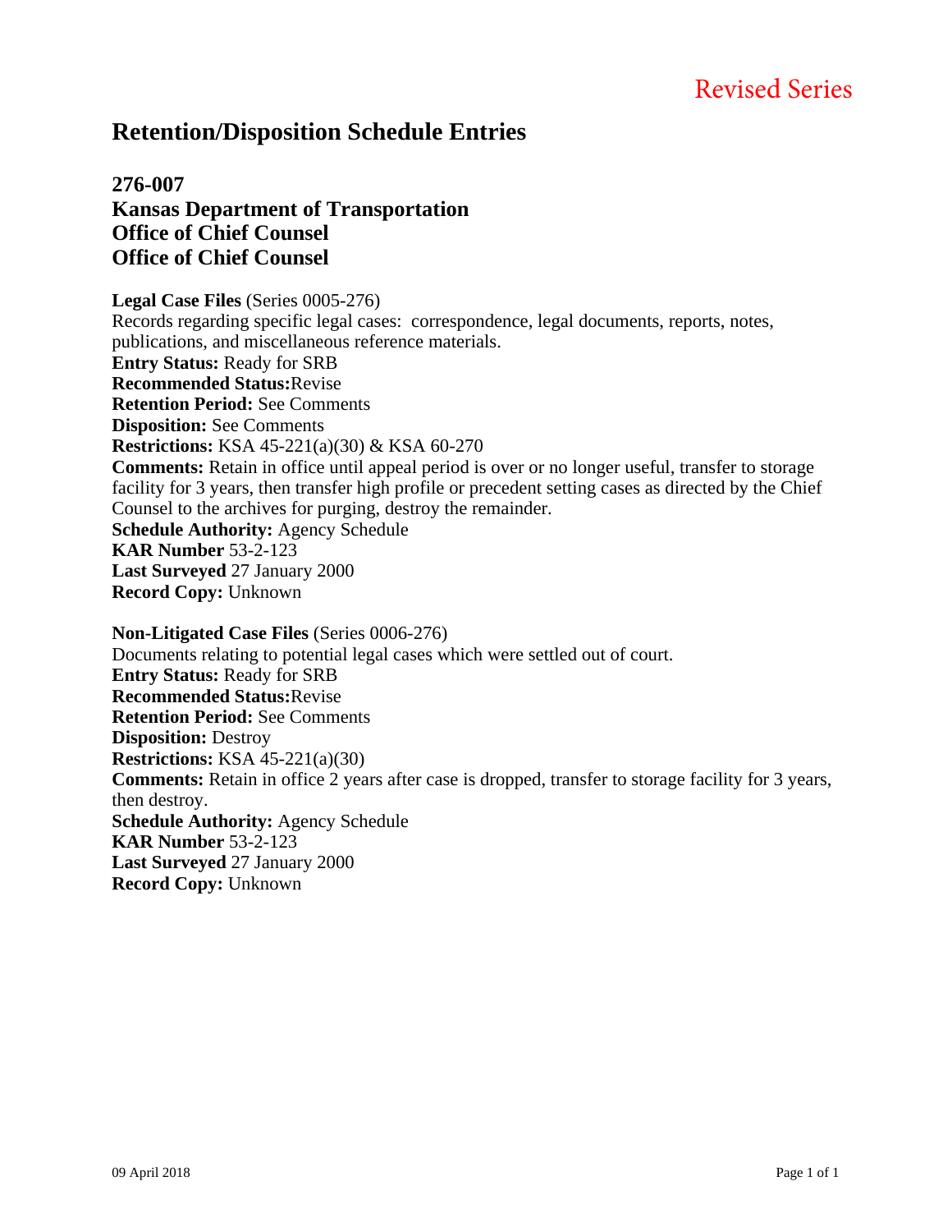Revised Series

# Retention/Disposition Schedule Entries

## 276-007
## Kansas Department of Transportation
## Office of Chief Counsel
## Office of Chief Counsel

**Legal Case Files** (Series 0005-276)
Records regarding specific legal cases: correspondence, legal documents, reports, notes, publications, and miscellaneous reference materials.
**Entry Status:** Ready for SRB
**Recommended Status:** Revise
**Retention Period:** See Comments
**Disposition:** See Comments
**Restrictions:** KSA 45-221(a)(30) & KSA 60-270
**Comments:** Retain in office until appeal period is over or no longer useful, transfer to storage facility for 3 years, then transfer high profile or precedent setting cases as directed by the Chief Counsel to the archives for purging, destroy the remainder.
**Schedule Authority:** Agency Schedule
**KAR Number** 53-2-123
**Last Surveyed** 27 January 2000
**Record Copy:** Unknown

**Non-Litigated Case Files** (Series 0006-276)
Documents relating to potential legal cases which were settled out of court.
**Entry Status:** Ready for SRB
**Recommended Status:** Revise
**Retention Period:** See Comments
**Disposition:** Destroy
**Restrictions:** KSA 45-221(a)(30)
**Comments:** Retain in office 2 years after case is dropped, transfer to storage facility for 3 years, then destroy.
**Schedule Authority:** Agency Schedule
**KAR Number** 53-2-123
**Last Surveyed** 27 January 2000
**Record Copy:** Unknown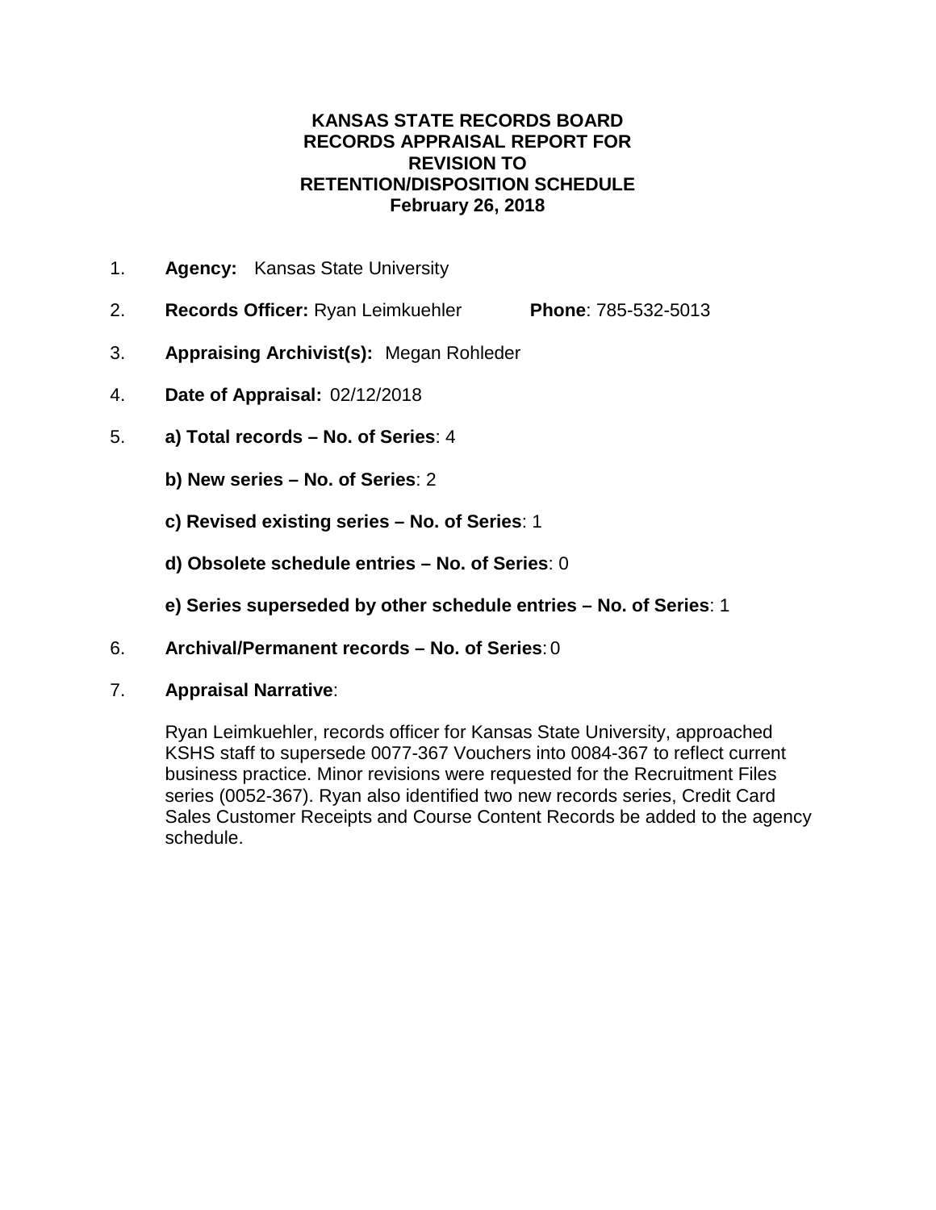# KANSAS STATE RECORDS BOARD
# RECORDS APPRAISAL REPORT FOR REVISION TO RETENTION/DISPOSITION SCHEDULE
# February 26, 2018

1. **Agency:** Kansas State University

2. **Records Officer:** Ryan Leimkuehler **Phone**: 785-532-5013

3. **Appraising Archivist(s):** Megan Rohleder

4. **Date of Appraisal:** 02/12/2018

5. **a) Total records – No. of Series**: 4

   **b) New series – No. of Series**: 2

   **c) Revised existing series – No. of Series**: 1

   **d) Obsolete schedule entries – No. of Series**: 0

   **e) Series superseded by other schedule entries – No. of Series**: 1

6. **Archival/Permanent records – No. of Series**: 0

7. **Appraisal Narrative**:

   Ryan Leimkuehler, records officer for Kansas State University, approached KSHS staff to supersede 0077-367 Vouchers into 0084-367 to reflect current business practice. Minor revisions were requested for the Recruitment Files series (0052-367). Ryan also identified two new records series, Credit Card Sales Customer Receipts and Course Content Records be added to the agency schedule.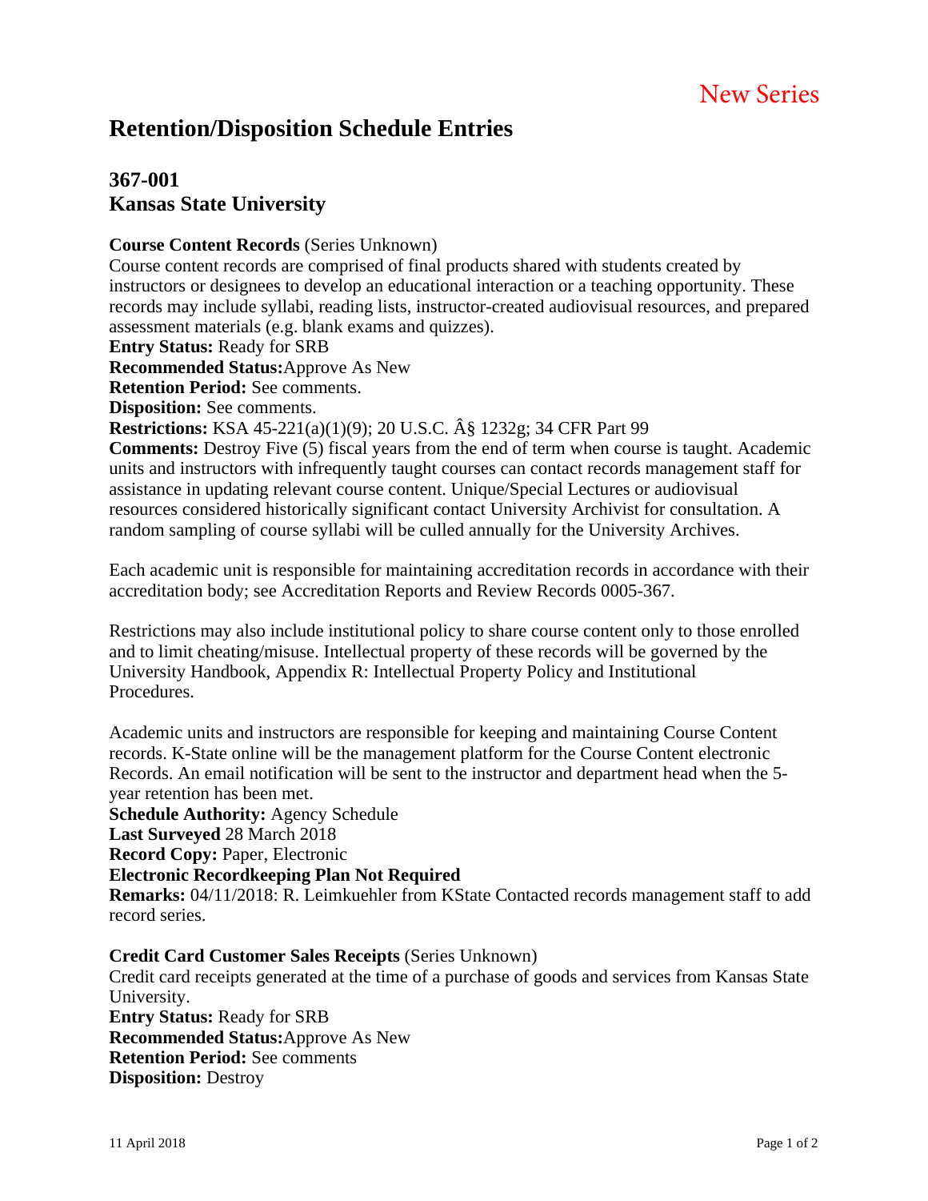New Series

# Retention/Disposition Schedule Entries

## 367-001
## Kansas State University

**Course Content Records** (Series Unknown)
Course content records are comprised of final products shared with students created by instructors or designees to develop an educational interaction or a teaching opportunity. These records may include syllabi, reading lists, instructor-created audiovisual resources, and prepared assessment materials (e.g. blank exams and quizzes).
**Entry Status:** Ready for SRB
**Recommended Status:**Approve As New
**Retention Period:** See comments.
**Disposition:** See comments.
**Restrictions:** KSA 45-221(a)(1)(9); 20 U.S.C. Â§ 1232g; 34 CFR Part 99
**Comments:** Destroy Five (5) fiscal years from the end of term when course is taught. Academic units and instructors with infrequently taught courses can contact records management staff for assistance in updating relevant course content. Unique/Special Lectures or audiovisual resources considered historically significant contact University Archivist for consultation. A random sampling of course syllabi will be culled annually for the University Archives.

Each academic unit is responsible for maintaining accreditation records in accordance with their accreditation body; see Accreditation Reports and Review Records 0005-367.

Restrictions may also include institutional policy to share course content only to those enrolled and to limit cheating/misuse. Intellectual property of these records will be governed by the University Handbook, Appendix R: Intellectual Property Policy and Institutional Procedures.

Academic units and instructors are responsible for keeping and maintaining Course Content records. K-State online will be the management platform for the Course Content electronic Records. An email notification will be sent to the instructor and department head when the 5-year retention has been met.
**Schedule Authority:** Agency Schedule
**Last Surveyed** 28 March 2018
**Record Copy:** Paper, Electronic
**Electronic Recordkeeping Plan Not Required**
**Remarks:** 04/11/2018: R. Leimkuehler from KState Contacted records management staff to add record series.

**Credit Card Customer Sales Receipts** (Series Unknown)
Credit card receipts generated at the time of a purchase of goods and services from Kansas State University.
**Entry Status:** Ready for SRB
**Recommended Status:**Approve As New
**Retention Period:** See comments
**Disposition:** Destroy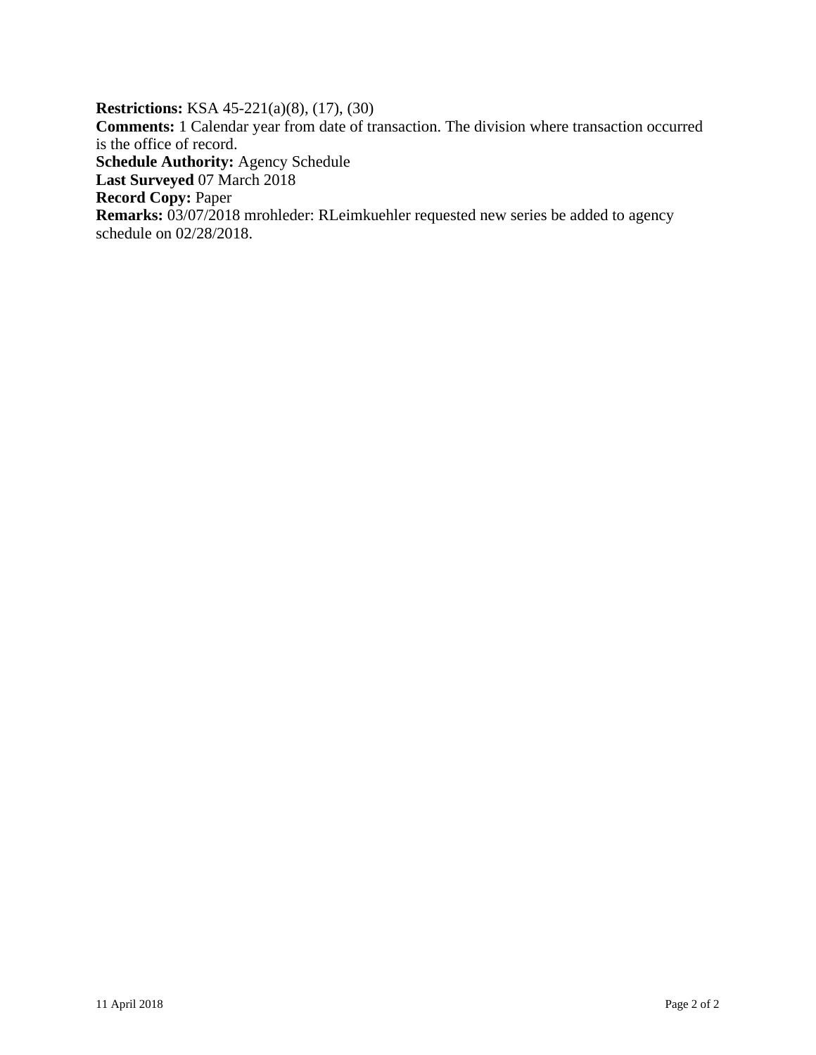**Restrictions:** KSA 45-221(a)(8), (17), (30)
**Comments:** 1 Calendar year from date of transaction. The division where transaction occurred is the office of record.
**Schedule Authority:** Agency Schedule
**Last Surveyed** 07 March 2018
**Record Copy:** Paper
**Remarks:** 03/07/2018 mrohleder: RLeimkuehler requested new series be added to agency schedule on 02/28/2018.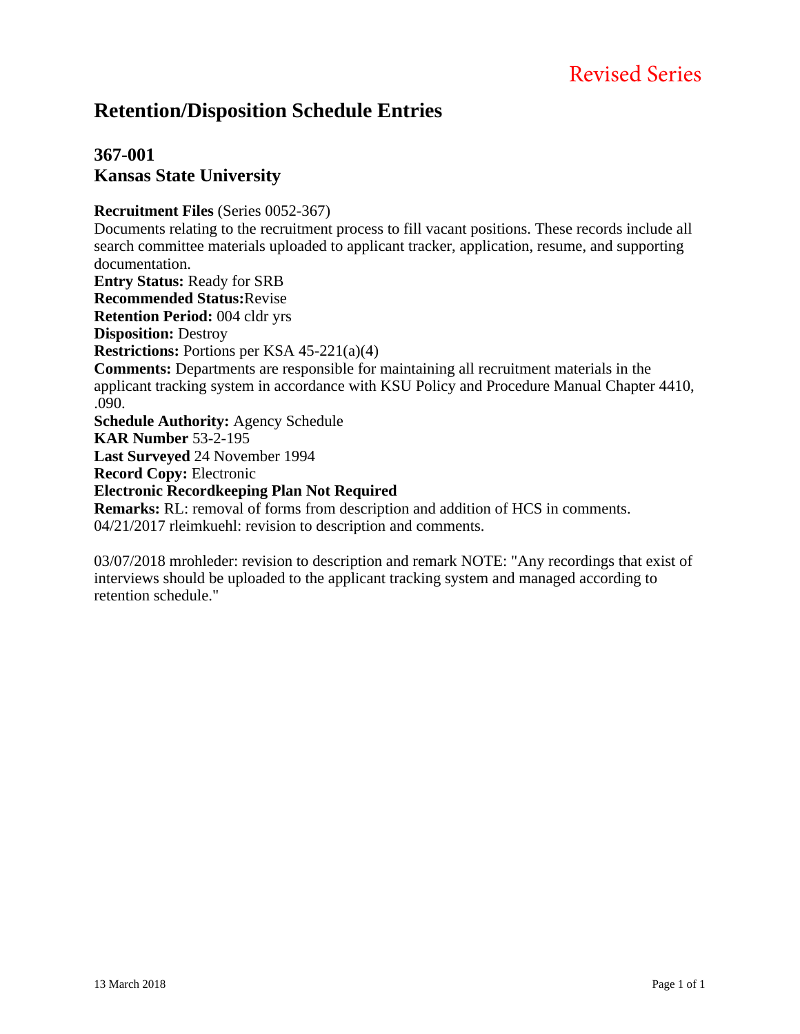Revised Series

# Retention/Disposition Schedule Entries

## 367-001
## Kansas State University

**Recruitment Files** (Series 0052-367)
Documents relating to the recruitment process to fill vacant positions. These records include all search committee materials uploaded to applicant tracker, application, resume, and supporting documentation.
**Entry Status:** Ready for SRB
**Recommended Status:** Revise
**Retention Period:** 004 cldr yrs
**Disposition:** Destroy
**Restrictions:** Portions per KSA 45-221(a)(4)
**Comments:** Departments are responsible for maintaining all recruitment materials in the applicant tracking system in accordance with KSU Policy and Procedure Manual Chapter 4410, .090.
**Schedule Authority:** Agency Schedule
**KAR Number** 53-2-195
**Last Surveyed** 24 November 1994
**Record Copy:** Electronic
**Electronic Recordkeeping Plan Not Required**
**Remarks:** RL: removal of forms from description and addition of HCS in comments.
04/21/2017 rleimkuehl: revision to description and comments.

03/07/2018 mrohleder: revision to description and remark NOTE: "Any recordings that exist of interviews should be uploaded to the applicant tracking system and managed according to retention schedule."

13 March 2018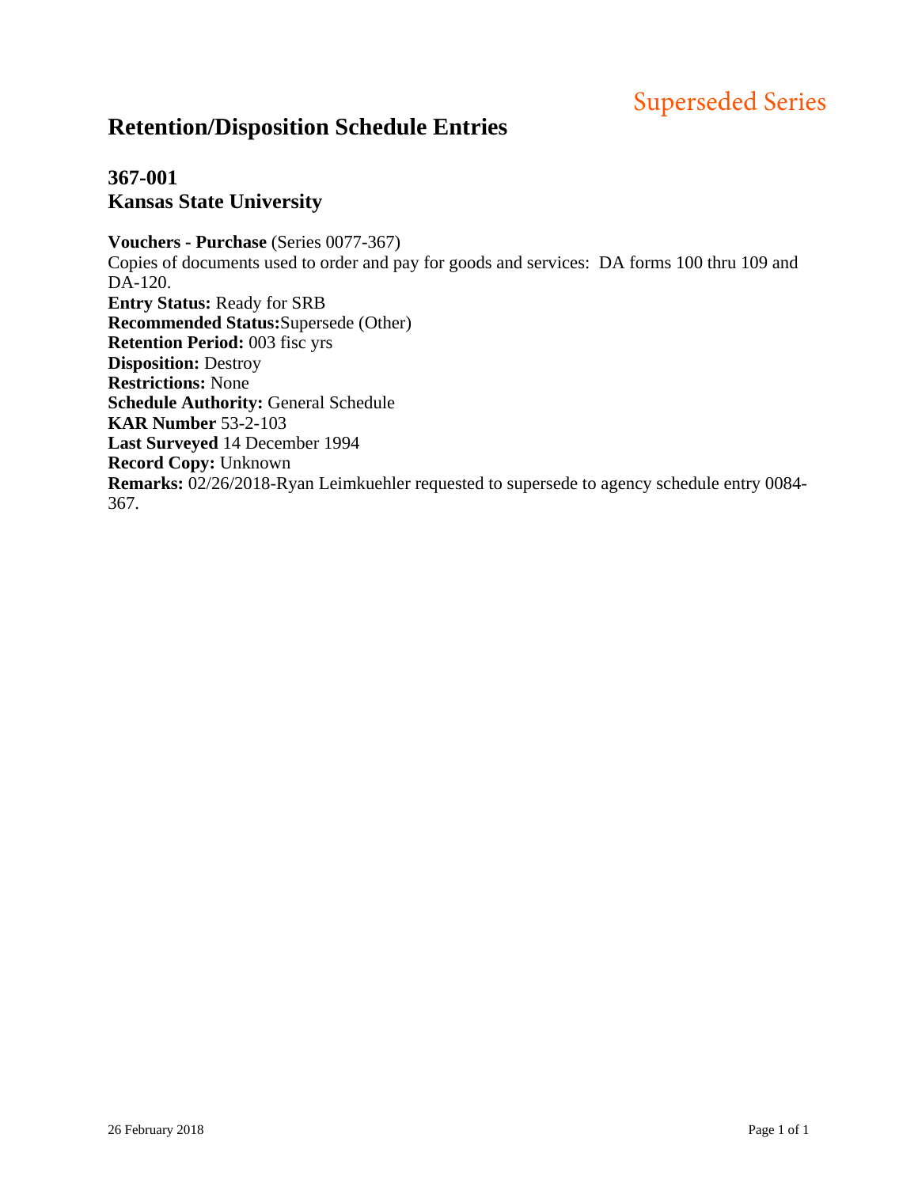Superseded Series

# Retention/Disposition Schedule Entries

## 367-001
## Kansas State University

**Vouchers - Purchase** (Series 0077-367)
Copies of documents used to order and pay for goods and services: DA forms 100 thru 109 and DA-120.
**Entry Status:** Ready for SRB
**Recommended Status:** Supersede (Other)
**Retention Period:** 003 fisc yrs
**Disposition:** Destroy
**Restrictions:** None
**Schedule Authority:** General Schedule
**KAR Number** 53-2-103
**Last Surveyed** 14 December 1994
**Record Copy:** Unknown
**Remarks:** 02/26/2018-Ryan Leimkuehler requested to supersede to agency schedule entry 0084-367.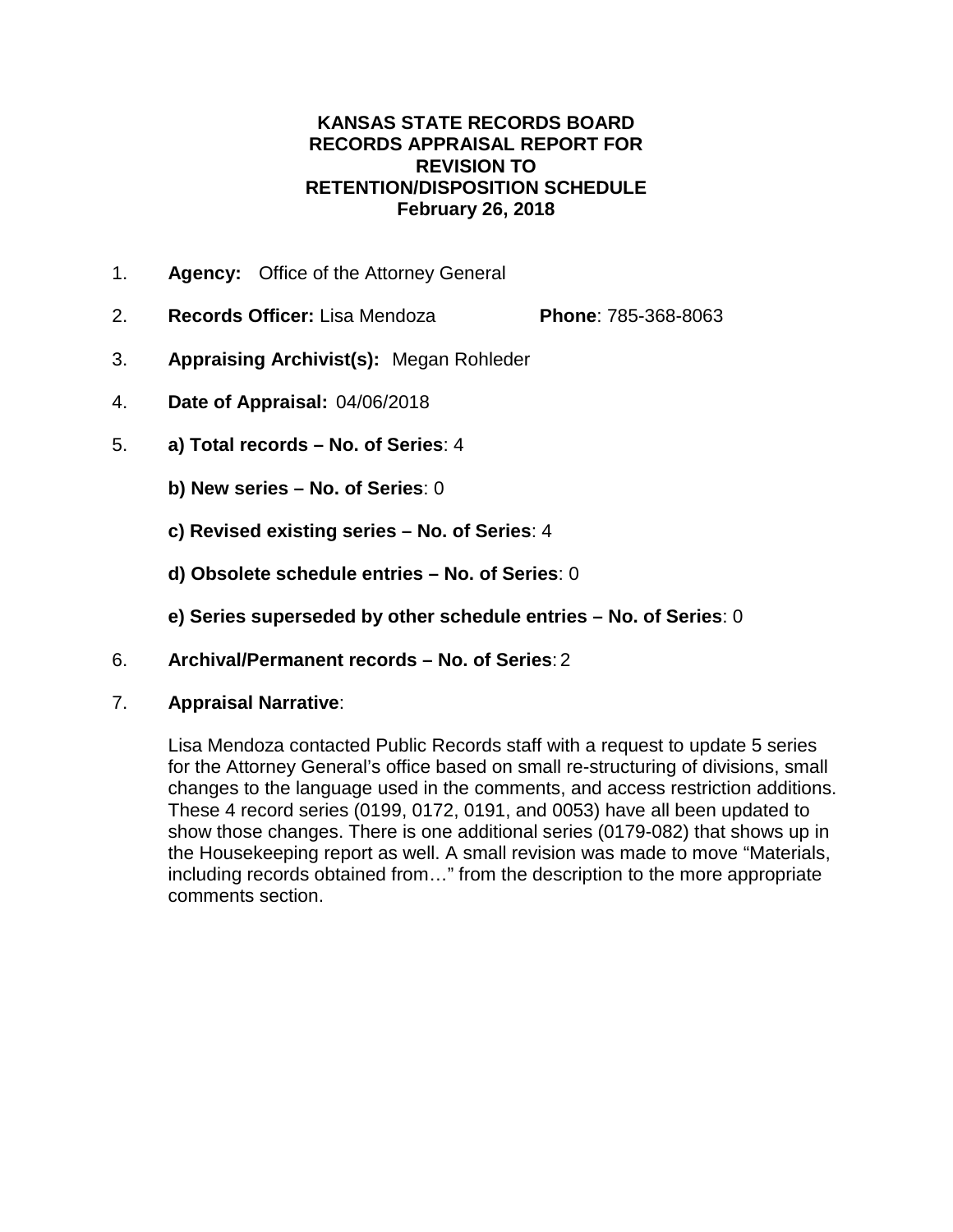**KANSAS STATE RECORDS BOARD**
**RECORDS APPRAISAL REPORT FOR**
**REVISION TO**
**RETENTION/DISPOSITION SCHEDULE**
**February 26, 2018**

1. **Agency:** Office of the Attorney General

2. **Records Officer:** Lisa Mendoza **Phone**: 785-368-8063

3. **Appraising Archivist(s):** Megan Rohleder

4. **Date of Appraisal:** 04/06/2018

5. **a) Total records – No. of Series**: 4

   **b) New series – No. of Series**: 0

   **c) Revised existing series – No. of Series**: 4

   **d) Obsolete schedule entries – No. of Series**: 0

   **e) Series superseded by other schedule entries – No. of Series**: 0

6. **Archival/Permanent records – No. of Series**: 2

7. **Appraisal Narrative**:

   Lisa Mendoza contacted Public Records staff with a request to update 5 series for the Attorney General's office based on small re-structuring of divisions, small changes to the language used in the comments, and access restriction additions. These 4 record series (0199, 0172, 0191, and 0053) have all been updated to show those changes. There is one additional series (0179-082) that shows up in the Housekeeping report as well. A small revision was made to move "Materials, including records obtained from…" from the description to the more appropriate comments section.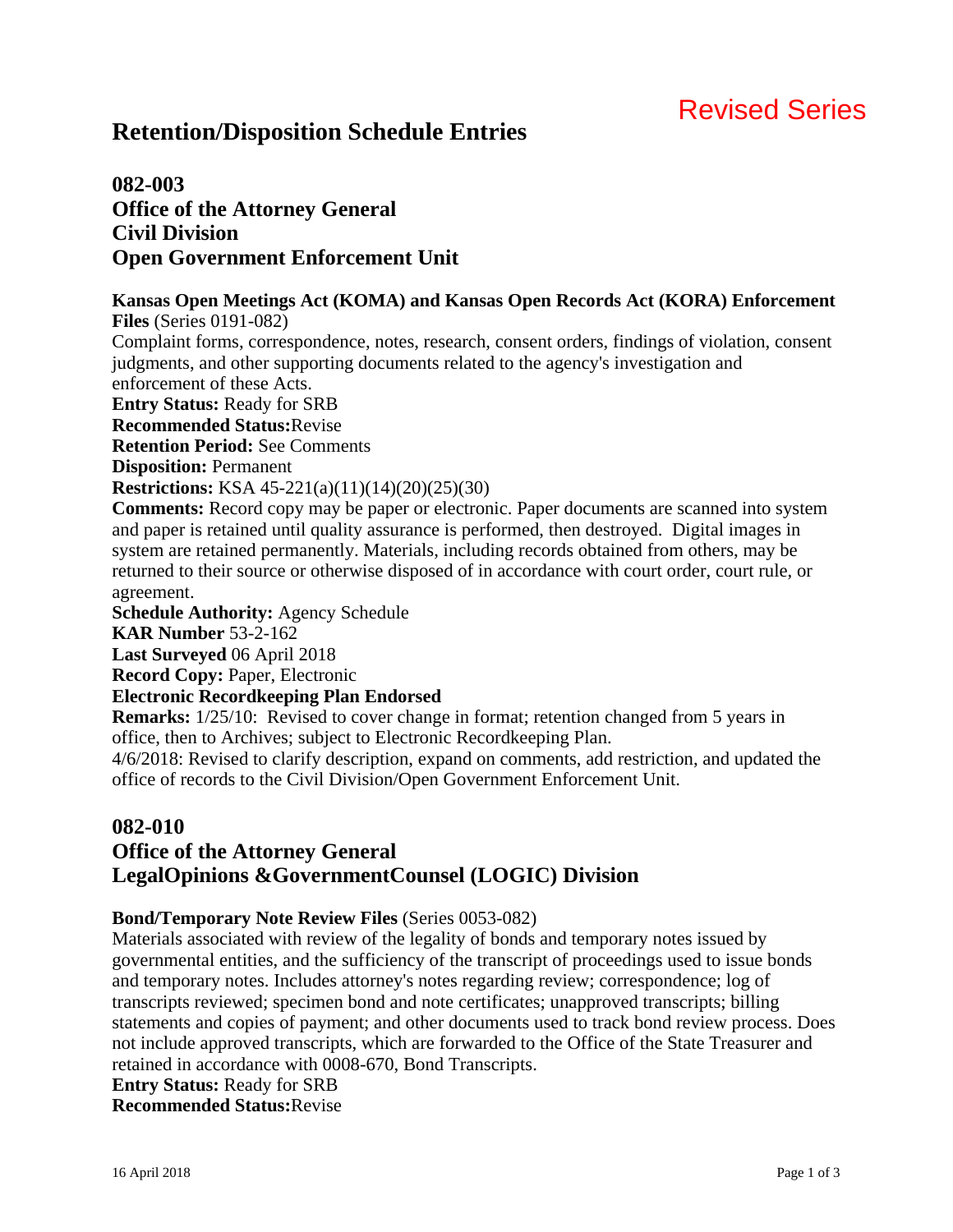Revised Series

# Retention/Disposition Schedule Entries

## 082-003
## Office of the Attorney General
## Civil Division
## Open Government Enforcement Unit

**Kansas Open Meetings Act (KOMA) and Kansas Open Records Act (KORA) Enforcement Files** (Series 0191-082)
Complaint forms, correspondence, notes, research, consent orders, findings of violation, consent judgments, and other supporting documents related to the agency's investigation and enforcement of these Acts.
**Entry Status:** Ready for SRB
**Recommended Status:**Revise
**Retention Period:** See Comments
**Disposition:** Permanent
**Restrictions:** KSA 45-221(a)(11)(14)(20)(25)(30)
**Comments:** Record copy may be paper or electronic. Paper documents are scanned into system and paper is retained until quality assurance is performed, then destroyed. Digital images in system are retained permanently. Materials, including records obtained from others, may be returned to their source or otherwise disposed of in accordance with court order, court rule, or agreement.
**Schedule Authority:** Agency Schedule
**KAR Number** 53-2-162
**Last Surveyed** 06 April 2018
**Record Copy:** Paper, Electronic
**Electronic Recordkeeping Plan Endorsed**
**Remarks:** 1/25/10: Revised to cover change in format; retention changed from 5 years in office, then to Archives; subject to Electronic Recordkeeping Plan.
4/6/2018: Revised to clarify description, expand on comments, add restriction, and updated the office of records to the Civil Division/Open Government Enforcement Unit.

## 082-010
## Office of the Attorney General
## LegalOpinions &GovernmentCounsel (LOGIC) Division

**Bond/Temporary Note Review Files** (Series 0053-082)
Materials associated with review of the legality of bonds and temporary notes issued by governmental entities, and the sufficiency of the transcript of proceedings used to issue bonds and temporary notes. Includes attorney's notes regarding review; correspondence; log of transcripts reviewed; specimen bond and note certificates; unapproved transcripts; billing statements and copies of payment; and other documents used to track bond review process. Does not include approved transcripts, which are forwarded to the Office of the State Treasurer and retained in accordance with 0008-670, Bond Transcripts.
**Entry Status:** Ready for SRB
**Recommended Status:**Revise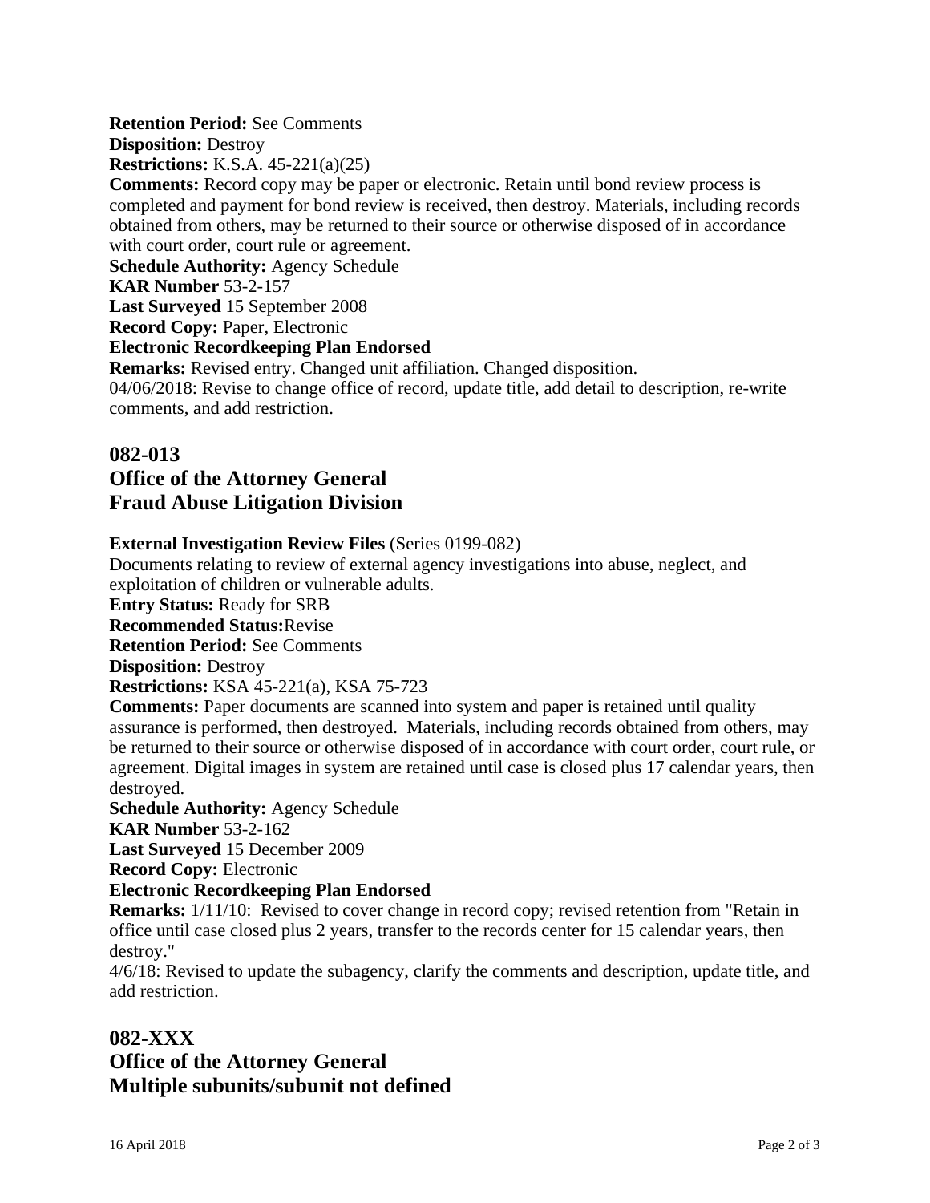**Retention Period:** See Comments
**Disposition:** Destroy
**Restrictions:** K.S.A. 45-221(a)(25)
**Comments:** Record copy may be paper or electronic. Retain until bond review process is completed and payment for bond review is received, then destroy. Materials, including records obtained from others, may be returned to their source or otherwise disposed of in accordance with court order, court rule or agreement.
**Schedule Authority:** Agency Schedule
**KAR Number** 53-2-157
**Last Surveyed** 15 September 2008
**Record Copy:** Paper, Electronic
**Electronic Recordkeeping Plan Endorsed**
**Remarks:** Revised entry. Changed unit affiliation. Changed disposition.
04/06/2018: Revise to change office of record, update title, add detail to description, re-write comments, and add restriction.

## 082-013
## Office of the Attorney General
## Fraud Abuse Litigation Division

**External Investigation Review Files** (Series 0199-082)
Documents relating to review of external agency investigations into abuse, neglect, and exploitation of children or vulnerable adults.
**Entry Status:** Ready for SRB
**Recommended Status:**Revise
**Retention Period:** See Comments
**Disposition:** Destroy
**Restrictions:** KSA 45-221(a), KSA 75-723
**Comments:** Paper documents are scanned into system and paper is retained until quality assurance is performed, then destroyed. Materials, including records obtained from others, may be returned to their source or otherwise disposed of in accordance with court order, court rule, or agreement. Digital images in system are retained until case is closed plus 17 calendar years, then destroyed.
**Schedule Authority:** Agency Schedule
**KAR Number** 53-2-162
**Last Surveyed** 15 December 2009
**Record Copy:** Electronic
**Electronic Recordkeeping Plan Endorsed**
**Remarks:** 1/11/10: Revised to cover change in record copy; revised retention from "Retain in office until case closed plus 2 years, transfer to the records center for 15 calendar years, then destroy."
4/6/18: Revised to update the subagency, clarify the comments and description, update title, and add restriction.

## 082-XXX
## Office of the Attorney General
## Multiple subunits/subunit not defined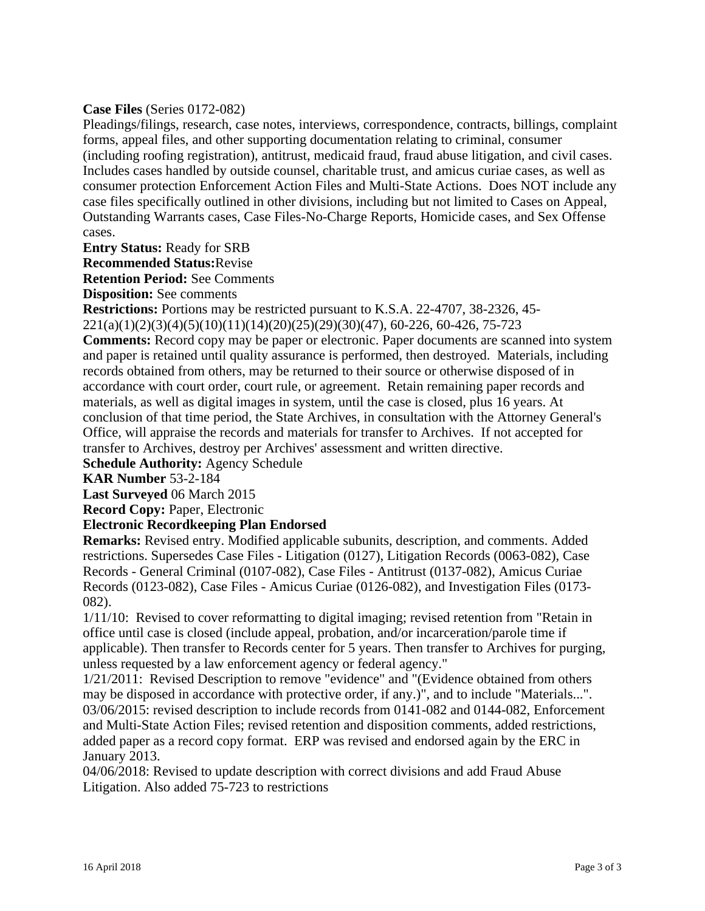**Case Files** (Series 0172-082)

Pleadings/filings, research, case notes, interviews, correspondence, contracts, billings, complaint forms, appeal files, and other supporting documentation relating to criminal, consumer (including roofing registration), antitrust, medicaid fraud, fraud abuse litigation, and civil cases. Includes cases handled by outside counsel, charitable trust, and amicus curiae cases, as well as consumer protection Enforcement Action Files and Multi-State Actions. Does NOT include any case files specifically outlined in other divisions, including but not limited to Cases on Appeal, Outstanding Warrants cases, Case Files-No-Charge Reports, Homicide cases, and Sex Offense cases.

**Entry Status:** Ready for SRB

**Recommended Status:** Revise

**Retention Period:** See Comments

**Disposition:** See comments

**Restrictions:** Portions may be restricted pursuant to K.S.A. 22-4707, 38-2326, 45-221(a)(1)(2)(3)(4)(5)(10)(11)(14)(20)(25)(29)(30)(47), 60-226, 60-426, 75-723

**Comments:** Record copy may be paper or electronic. Paper documents are scanned into system and paper is retained until quality assurance is performed, then destroyed. Materials, including records obtained from others, may be returned to their source or otherwise disposed of in accordance with court order, court rule, or agreement. Retain remaining paper records and materials, as well as digital images in system, until the case is closed, plus 16 years. At conclusion of that time period, the State Archives, in consultation with the Attorney General's Office, will appraise the records and materials for transfer to Archives. If not accepted for transfer to Archives, destroy per Archives' assessment and written directive.

**Schedule Authority:** Agency Schedule

**KAR Number** 53-2-184

**Last Surveyed** 06 March 2015

**Record Copy:** Paper, Electronic

**Electronic Recordkeeping Plan Endorsed**

**Remarks:** Revised entry. Modified applicable subunits, description, and comments. Added restrictions. Supersedes Case Files - Litigation (0127), Litigation Records (0063-082), Case Records - General Criminal (0107-082), Case Files - Antitrust (0137-082), Amicus Curiae Records (0123-082), Case Files - Amicus Curiae (0126-082), and Investigation Files (0173-082).

1/11/10: Revised to cover reformatting to digital imaging; revised retention from "Retain in office until case is closed (include appeal, probation, and/or incarceration/parole time if applicable). Then transfer to Records center for 5 years. Then transfer to Archives for purging, unless requested by a law enforcement agency or federal agency."

1/21/2011: Revised Description to remove "evidence" and "(Evidence obtained from others may be disposed in accordance with protective order, if any.)", and to include "Materials...".

03/06/2015: revised description to include records from 0141-082 and 0144-082, Enforcement and Multi-State Action Files; revised retention and disposition comments, added restrictions, added paper as a record copy format. ERP was revised and endorsed again by the ERC in January 2013.

04/06/2018: Revised to update description with correct divisions and add Fraud Abuse Litigation. Also added 75-723 to restrictions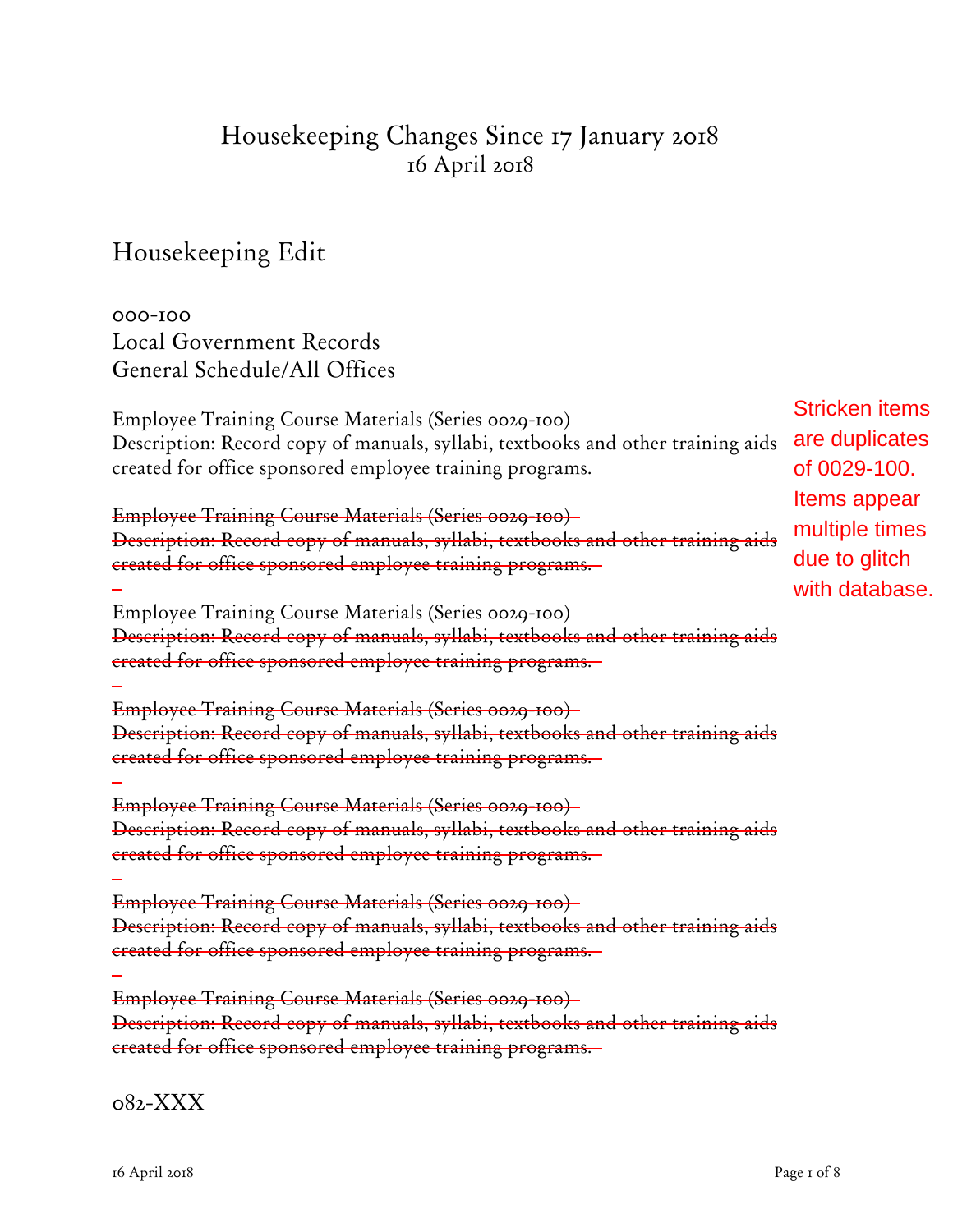# Housekeeping Changes Since 17 January 2018
16 April 2018

## Housekeeping Edit

000-100
Local Government Records
General Schedule/All Offices

Employee Training Course Materials (Series 0029-100)
Description: Record copy of manuals, syllabi, textbooks and other training aids created for office sponsored employee training programs.

Stricken items are duplicates of 0029-100. Items appear multiple times due to glitch with database.

~~Employee Training Course Materials (Series 0029-100)~~
~~Description: Record copy of manuals, syllabi, textbooks and other training aids created for office sponsored employee training programs.~~

~~Employee Training Course Materials (Series 0029-100)~~
~~Description: Record copy of manuals, syllabi, textbooks and other training aids created for office sponsored employee training programs.~~

~~Employee Training Course Materials (Series 0029-100)~~
~~Description: Record copy of manuals, syllabi, textbooks and other training aids created for office sponsored employee training programs.~~

~~Employee Training Course Materials (Series 0029-100)~~
~~Description: Record copy of manuals, syllabi, textbooks and other training aids created for office sponsored employee training programs.~~

~~Employee Training Course Materials (Series 0029-100)~~
~~Description: Record copy of manuals, syllabi, textbooks and other training aids created for office sponsored employee training programs.~~

~~Employee Training Course Materials (Series 0029-100)~~
~~Description: Record copy of manuals, syllabi, textbooks and other training aids created for office sponsored employee training programs.~~

082-XXX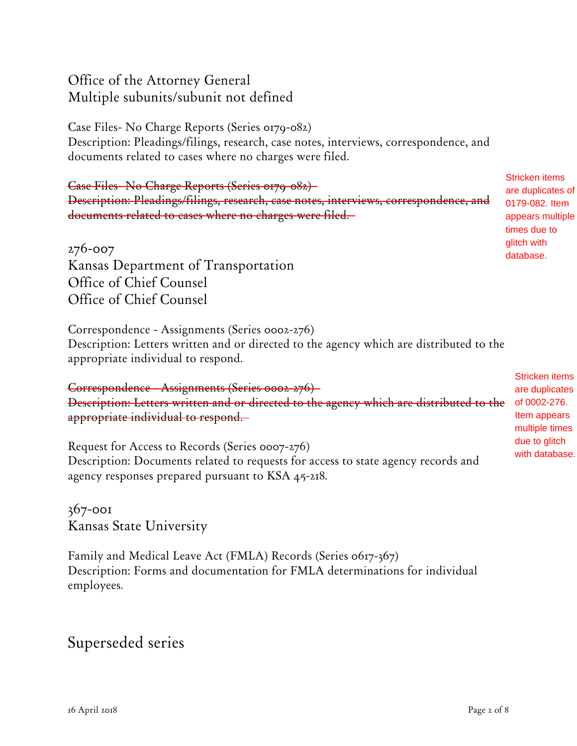Office of the Attorney General
Multiple subunits/subunit not defined

Case Files- No Charge Reports (Series 0179-082)
Description: Pleadings/filings, research, case notes, interviews, correspondence, and documents related to cases where no charges were filed.

~~Case Files- No Charge Reports (Series 0179-082)~~
~~Description: Pleadings/filings, research, case notes, interviews, correspondence, and documents related to cases where no charges were filed.~~

Stricken items are duplicates of 0179-082. Item appears multiple times due to glitch with database.

276-007
Kansas Department of Transportation
Office of Chief Counsel
Office of Chief Counsel

Correspondence - Assignments (Series 0002-276)
Description: Letters written and or directed to the agency which are distributed to the appropriate individual to respond.

~~Correspondence - Assignments (Series 0002-276)~~
~~Description: Letters written and or directed to the agency which are distributed to the appropriate individual to respond.~~

Stricken items are duplicates of 0002-276. Item appears multiple times due to glitch with database.

Request for Access to Records (Series 0007-276)
Description: Documents related to requests for access to state agency records and agency responses prepared pursuant to KSA 45-218.

367-001
Kansas State University

Family and Medical Leave Act (FMLA) Records (Series 0617-367)
Description: Forms and documentation for FMLA determinations for individual employees.

## Superseded series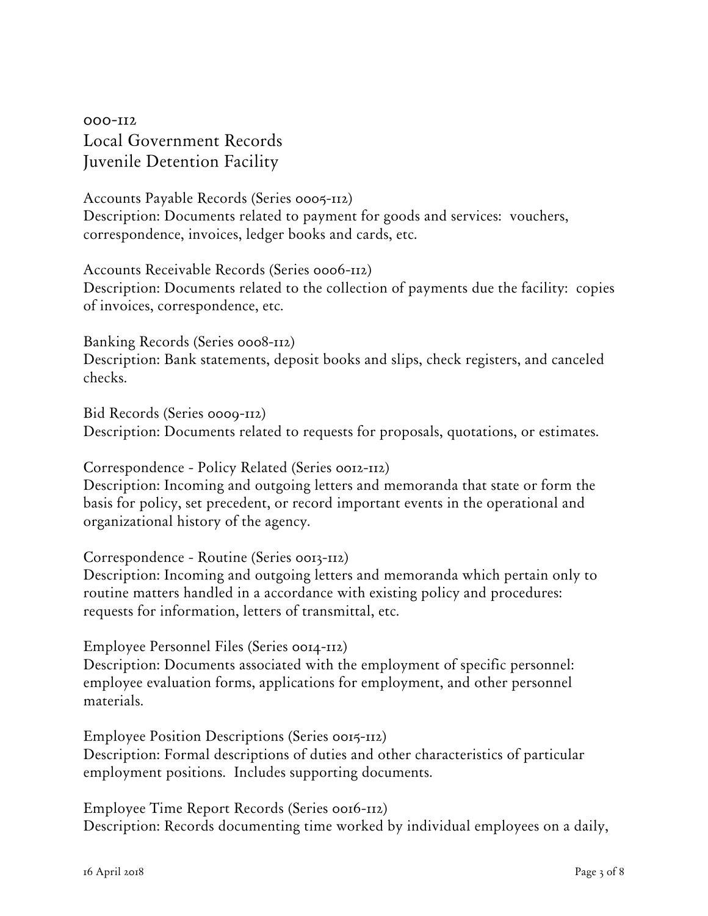000-112
# Local Government Records
## Juvenile Detention Facility

Accounts Payable Records (Series 0005-112)
Description: Documents related to payment for goods and services: vouchers, correspondence, invoices, ledger books and cards, etc.

Accounts Receivable Records (Series 0006-112)
Description: Documents related to the collection of payments due the facility: copies of invoices, correspondence, etc.

Banking Records (Series 0008-112)
Description: Bank statements, deposit books and slips, check registers, and canceled checks.

Bid Records (Series 0009-112)
Description: Documents related to requests for proposals, quotations, or estimates.

Correspondence - Policy Related (Series 0012-112)
Description: Incoming and outgoing letters and memoranda that state or form the basis for policy, set precedent, or record important events in the operational and organizational history of the agency.

Correspondence - Routine (Series 0013-112)
Description: Incoming and outgoing letters and memoranda which pertain only to routine matters handled in a accordance with existing policy and procedures: requests for information, letters of transmittal, etc.

Employee Personnel Files (Series 0014-112)
Description: Documents associated with the employment of specific personnel: employee evaluation forms, applications for employment, and other personnel materials.

Employee Position Descriptions (Series 0015-112)
Description: Formal descriptions of duties and other characteristics of particular employment positions. Includes supporting documents.

Employee Time Report Records (Series 0016-112)
Description: Records documenting time worked by individual employees on a daily,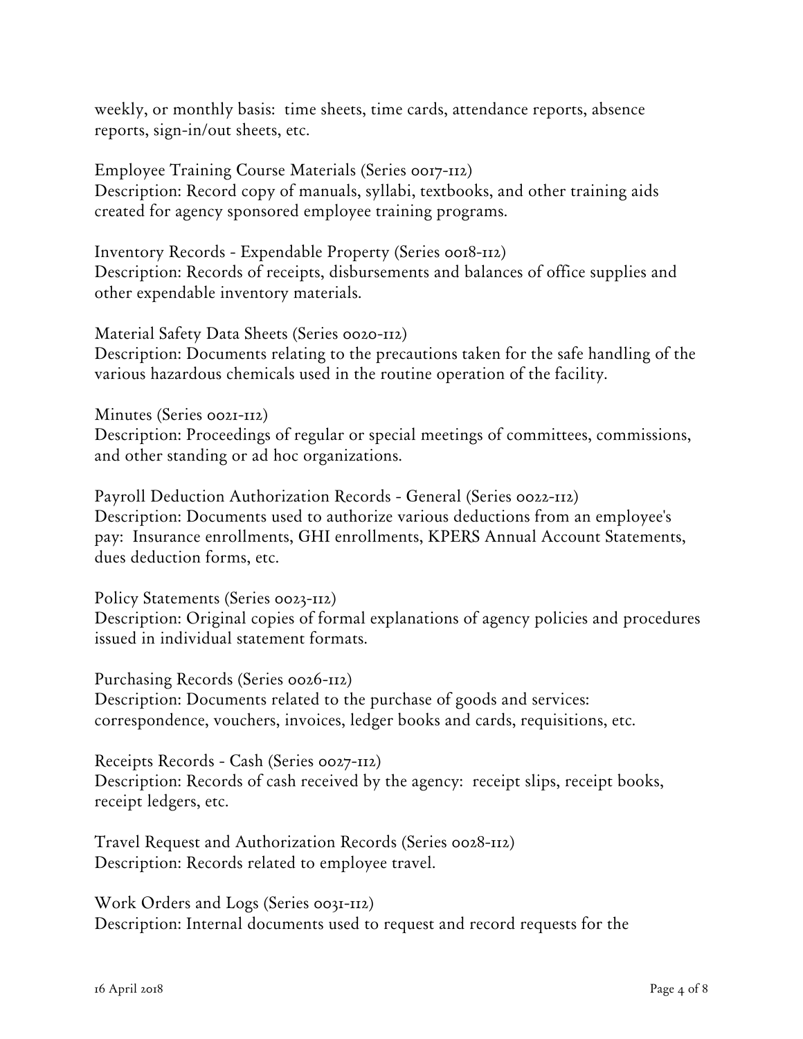weekly, or monthly basis: time sheets, time cards, attendance reports, absence reports, sign-in/out sheets, etc.

Employee Training Course Materials (Series 0017-112)
Description: Record copy of manuals, syllabi, textbooks, and other training aids created for agency sponsored employee training programs.

Inventory Records - Expendable Property (Series 0018-112)
Description: Records of receipts, disbursements and balances of office supplies and other expendable inventory materials.

Material Safety Data Sheets (Series 0020-112)
Description: Documents relating to the precautions taken for the safe handling of the various hazardous chemicals used in the routine operation of the facility.

Minutes (Series 0021-112)
Description: Proceedings of regular or special meetings of committees, commissions, and other standing or ad hoc organizations.

Payroll Deduction Authorization Records - General (Series 0022-112)
Description: Documents used to authorize various deductions from an employee's pay: Insurance enrollments, GHI enrollments, KPERS Annual Account Statements, dues deduction forms, etc.

Policy Statements (Series 0023-112)
Description: Original copies of formal explanations of agency policies and procedures issued in individual statement formats.

Purchasing Records (Series 0026-112)
Description: Documents related to the purchase of goods and services: correspondence, vouchers, invoices, ledger books and cards, requisitions, etc.

Receipts Records - Cash (Series 0027-112)
Description: Records of cash received by the agency: receipt slips, receipt books, receipt ledgers, etc.

Travel Request and Authorization Records (Series 0028-112)
Description: Records related to employee travel.

Work Orders and Logs (Series 0031-112)
Description: Internal documents used to request and record requests for the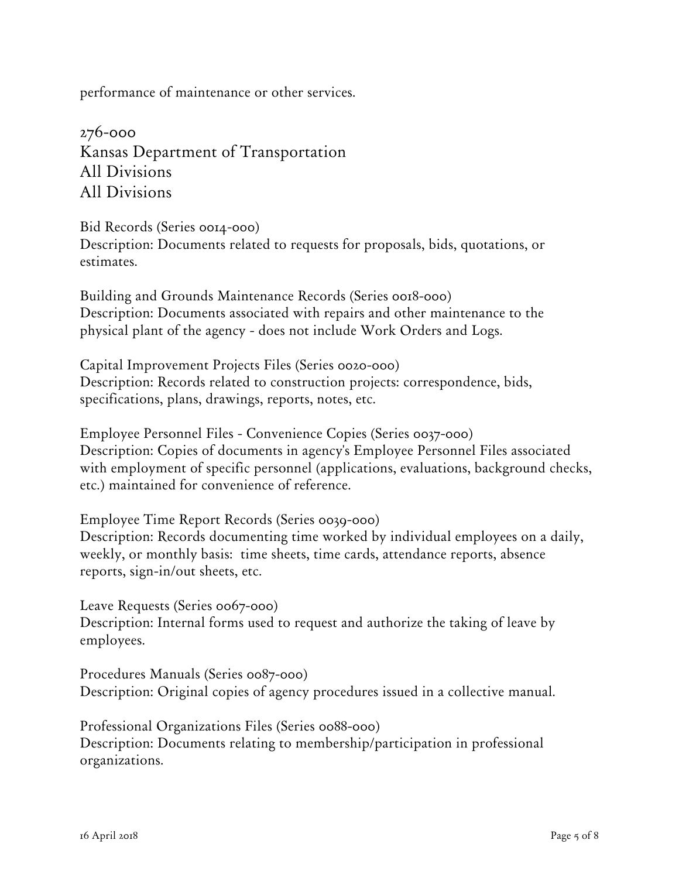performance of maintenance or other services.

## 276-000
## Kansas Department of Transportation
## All Divisions
## All Divisions

Bid Records (Series 0014-000)
Description: Documents related to requests for proposals, bids, quotations, or estimates.

Building and Grounds Maintenance Records (Series 0018-000)
Description: Documents associated with repairs and other maintenance to the physical plant of the agency - does not include Work Orders and Logs.

Capital Improvement Projects Files (Series 0020-000)
Description: Records related to construction projects: correspondence, bids, specifications, plans, drawings, reports, notes, etc.

Employee Personnel Files - Convenience Copies (Series 0037-000)
Description: Copies of documents in agency's Employee Personnel Files associated with employment of specific personnel (applications, evaluations, background checks, etc.) maintained for convenience of reference.

Employee Time Report Records (Series 0039-000)
Description: Records documenting time worked by individual employees on a daily, weekly, or monthly basis: time sheets, time cards, attendance reports, absence reports, sign-in/out sheets, etc.

Leave Requests (Series 0067-000)
Description: Internal forms used to request and authorize the taking of leave by employees.

Procedures Manuals (Series 0087-000)
Description: Original copies of agency procedures issued in a collective manual.

Professional Organizations Files (Series 0088-000)
Description: Documents relating to membership/participation in professional organizations.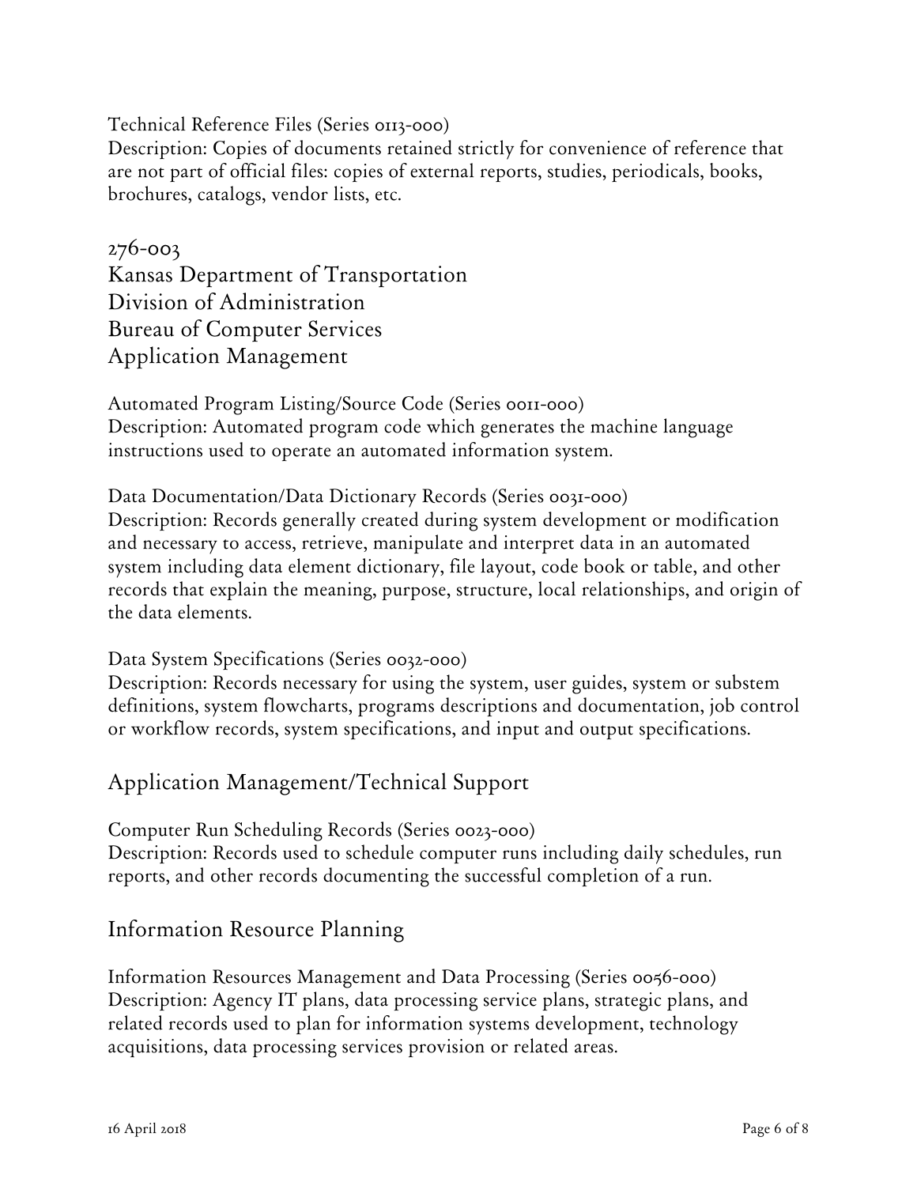Technical Reference Files (Series 0113-000)
Description: Copies of documents retained strictly for convenience of reference that are not part of official files: copies of external reports, studies, periodicals, books, brochures, catalogs, vendor lists, etc.

## 276-003
## Kansas Department of Transportation
## Division of Administration
## Bureau of Computer Services
## Application Management

Automated Program Listing/Source Code (Series 0011-000)
Description: Automated program code which generates the machine language instructions used to operate an automated information system.

Data Documentation/Data Dictionary Records (Series 0031-000)
Description: Records generally created during system development or modification and necessary to access, retrieve, manipulate and interpret data in an automated system including data element dictionary, file layout, code book or table, and other records that explain the meaning, purpose, structure, local relationships, and origin of the data elements.

Data System Specifications (Series 0032-000)
Description: Records necessary for using the system, user guides, system or substem definitions, system flowcharts, programs descriptions and documentation, job control or workflow records, system specifications, and input and output specifications.

### Application Management/Technical Support

Computer Run Scheduling Records (Series 0023-000)
Description: Records used to schedule computer runs including daily schedules, run reports, and other records documenting the successful completion of a run.

### Information Resource Planning

Information Resources Management and Data Processing (Series 0056-000)
Description: Agency IT plans, data processing service plans, strategic plans, and related records used to plan for information systems development, technology acquisitions, data processing services provision or related areas.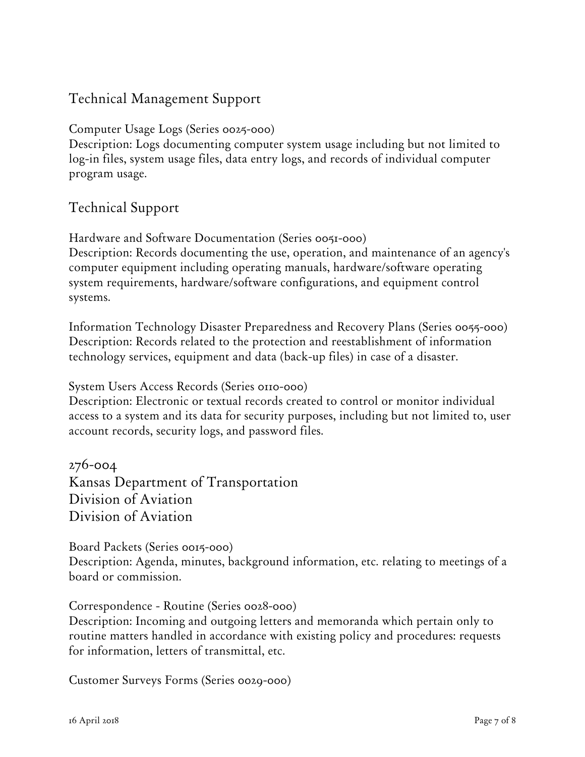## Technical Management Support

Computer Usage Logs (Series 0025-000)
Description: Logs documenting computer system usage including but not limited to log-in files, system usage files, data entry logs, and records of individual computer program usage.

## Technical Support

Hardware and Software Documentation (Series 0051-000)
Description: Records documenting the use, operation, and maintenance of an agency's computer equipment including operating manuals, hardware/software operating system requirements, hardware/software configurations, and equipment control systems.

Information Technology Disaster Preparedness and Recovery Plans (Series 0055-000)
Description: Records related to the protection and reestablishment of information technology services, equipment and data (back-up files) in case of a disaster.

System Users Access Records (Series 0110-000)
Description: Electronic or textual records created to control or monitor individual access to a system and its data for security purposes, including but not limited to, user account records, security logs, and password files.

# 276-004
# Kansas Department of Transportation
# Division of Aviation
# Division of Aviation

Board Packets (Series 0015-000)
Description: Agenda, minutes, background information, etc. relating to meetings of a board or commission.

Correspondence - Routine (Series 0028-000)
Description: Incoming and outgoing letters and memoranda which pertain only to routine matters handled in accordance with existing policy and procedures: requests for information, letters of transmittal, etc.

Customer Surveys Forms (Series 0029-000)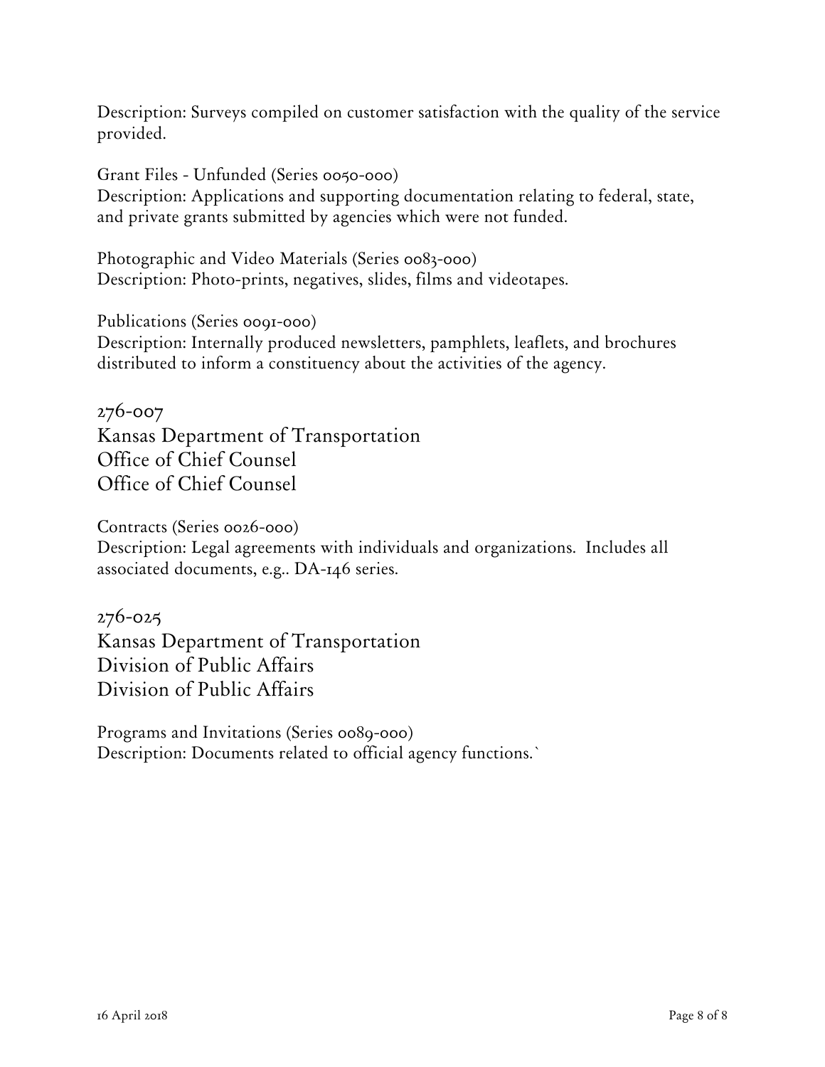Description: Surveys compiled on customer satisfaction with the quality of the service provided.

Grant Files - Unfunded (Series 0050-000)
Description: Applications and supporting documentation relating to federal, state, and private grants submitted by agencies which were not funded.

Photographic and Video Materials (Series 0083-000)
Description: Photo-prints, negatives, slides, films and videotapes.

Publications (Series 0091-000)
Description: Internally produced newsletters, pamphlets, leaflets, and brochures distributed to inform a constituency about the activities of the agency.

## 276-007
## Kansas Department of Transportation
## Office of Chief Counsel
## Office of Chief Counsel

Contracts (Series 0026-000)
Description: Legal agreements with individuals and organizations. Includes all associated documents, e.g.. DA-146 series.

## 276-025
## Kansas Department of Transportation
## Division of Public Affairs
## Division of Public Affairs

Programs and Invitations (Series 0089-000)
Description: Documents related to official agency functions.`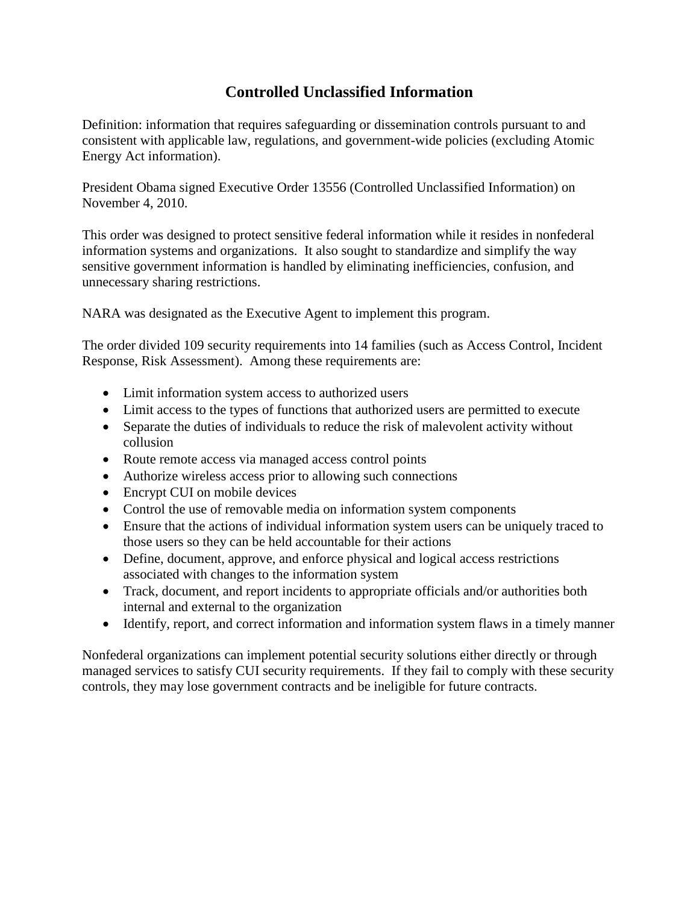# Controlled Unclassified Information

Definition: information that requires safeguarding or dissemination controls pursuant to and consistent with applicable law, regulations, and government-wide policies (excluding Atomic Energy Act information).

President Obama signed Executive Order 13556 (Controlled Unclassified Information) on November 4, 2010.

This order was designed to protect sensitive federal information while it resides in nonfederal information systems and organizations. It also sought to standardize and simplify the way sensitive government information is handled by eliminating inefficiencies, confusion, and unnecessary sharing restrictions.

NARA was designated as the Executive Agent to implement this program.

The order divided 109 security requirements into 14 families (such as Access Control, Incident Response, Risk Assessment). Among these requirements are:

- Limit information system access to authorized users
- Limit access to the types of functions that authorized users are permitted to execute
- Separate the duties of individuals to reduce the risk of malevolent activity without collusion
- Route remote access via managed access control points
- Authorize wireless access prior to allowing such connections
- Encrypt CUI on mobile devices
- Control the use of removable media on information system components
- Ensure that the actions of individual information system users can be uniquely traced to those users so they can be held accountable for their actions
- Define, document, approve, and enforce physical and logical access restrictions associated with changes to the information system
- Track, document, and report incidents to appropriate officials and/or authorities both internal and external to the organization
- Identify, report, and correct information and information system flaws in a timely manner

Nonfederal organizations can implement potential security solutions either directly or through managed services to satisfy CUI security requirements. If they fail to comply with these security controls, they may lose government contracts and be ineligible for future contracts.